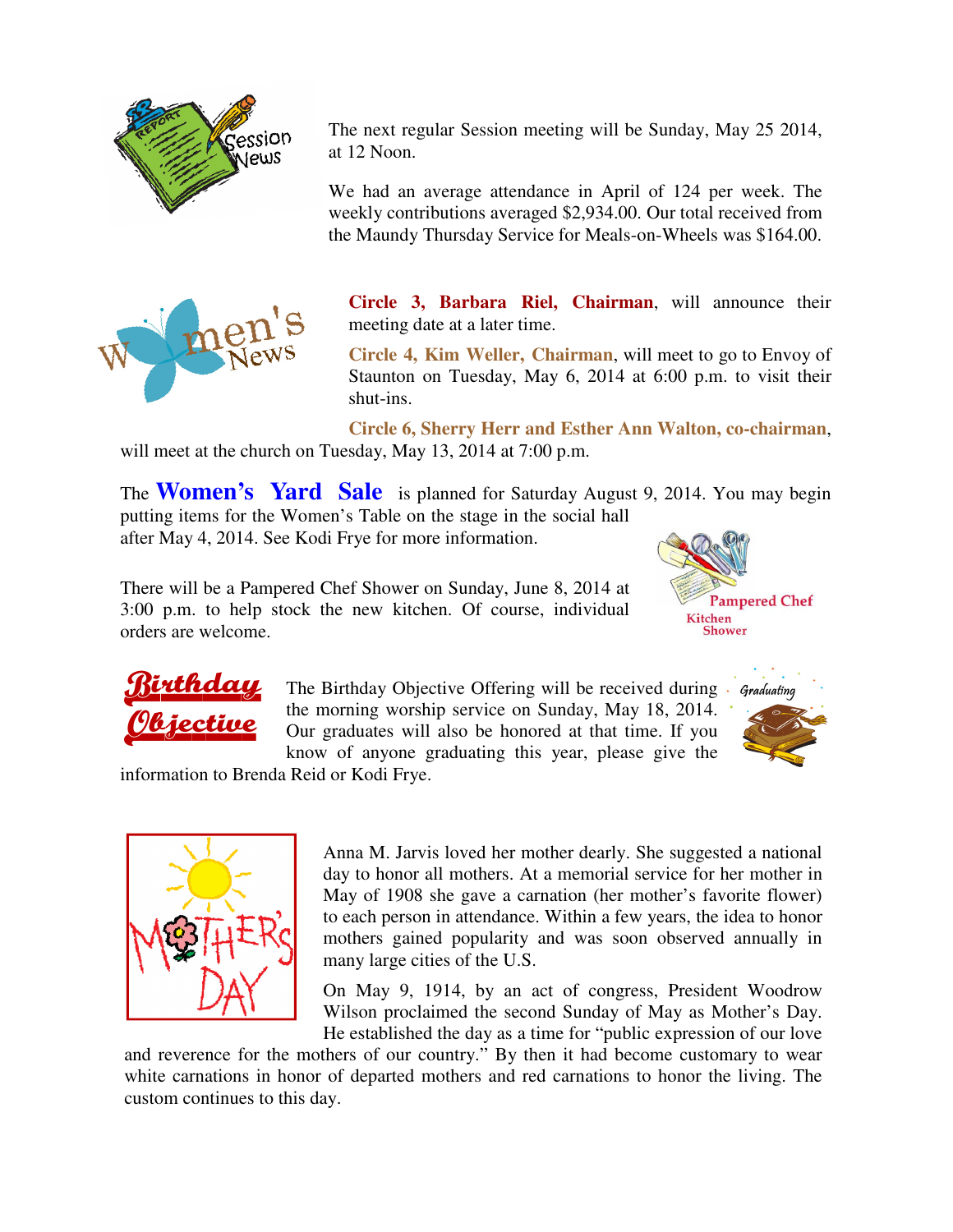## Session News

The next regular Session meeting will be Sunday, May 25 2014, at 12 Noon.

We had an average attendance in April of 124 per week. The weekly contributions averaged $2,934.00. Our total received from the Maundy Thursday Service for Meals-on-Wheels was $164.00.

## Women's News

**Circle 3, Barbara Riel, Chairman**, will announce their meeting date at a later time.

**Circle 4, Kim Weller, Chairman**, will meet to go to Envoy of Staunton on Tuesday, May 6, 2014 at 6:00 p.m. to visit their shut-ins.

**Circle 6, Sherry Herr and Esther Ann Walton, co-chairman**, will meet at the church on Tuesday, May 13, 2014 at 7:00 p.m.

The **Women's Yard Sale** is planned for Saturday August 9, 2014. You may begin putting items for the Women's Table on the stage in the social hall after May 4, 2014. See Kodi Frye for more information.

### Pampered Chef Kitchen Shower

There will be a Pampered Chef Shower on Sunday, June 8, 2014 at 3:00 p.m. to help stock the new kitchen. Of course, individual orders are welcome.

## Birthday Objective

The Birthday Objective Offering will be received during the morning worship service on Sunday, May 18, 2014. Our graduates will also be honored at that time. If you know of anyone graduating this year, please give the information to Brenda Reid or Kodi Frye.

## Mother's Day

Anna M. Jarvis loved her mother dearly. She suggested a national day to honor all mothers. At a memorial service for her mother in May of 1908 she gave a carnation (her mother's favorite flower) to each person in attendance. Within a few years, the idea to honor mothers gained popularity and was soon observed annually in many large cities of the U.S.

On May 9, 1914, by an act of congress, President Woodrow Wilson proclaimed the second Sunday of May as Mother's Day. He established the day as a time for "public expression of our love and reverence for the mothers of our country." By then it had become customary to wear white carnations in honor of departed mothers and red carnations to honor the living. The custom continues to this day.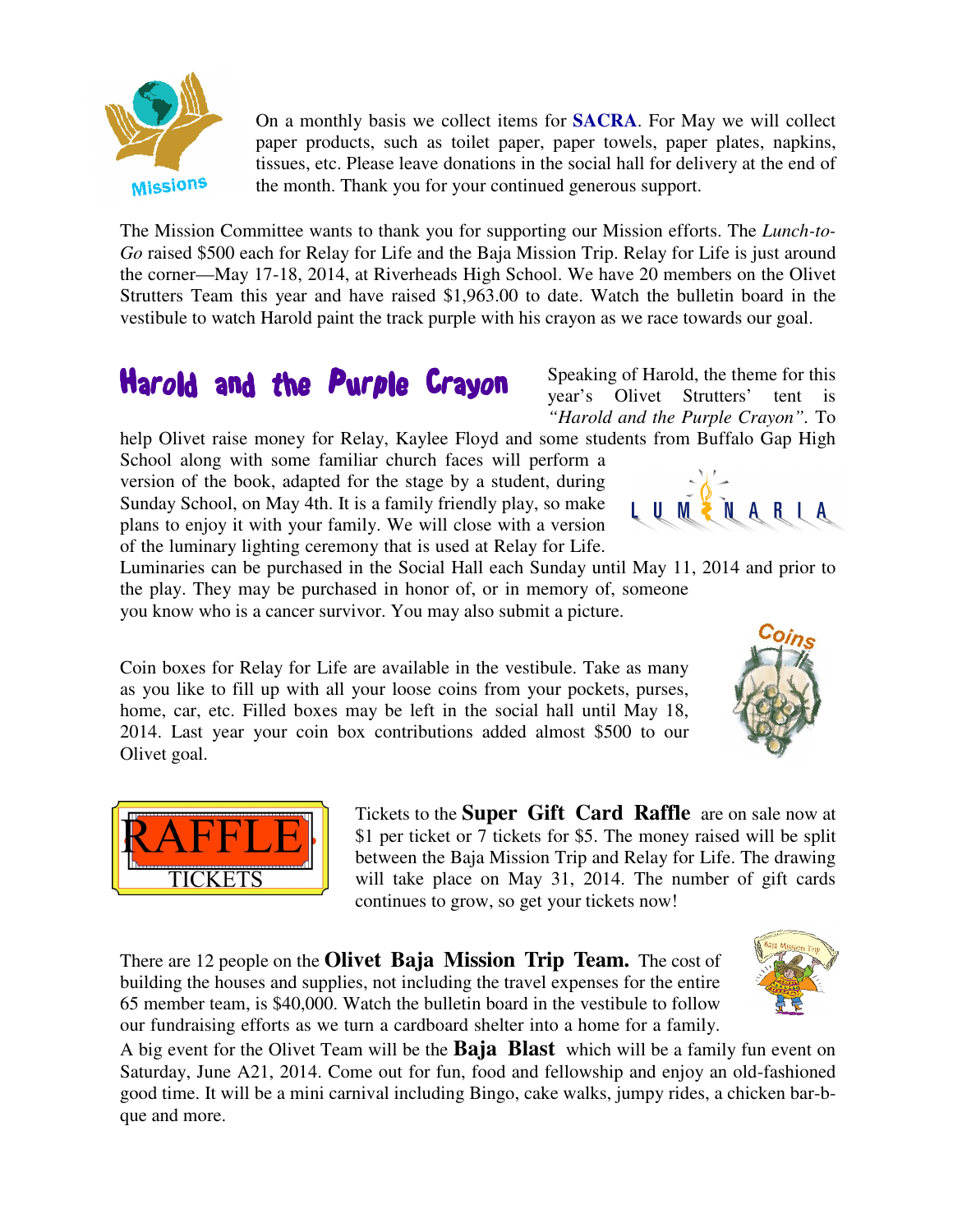On a monthly basis we collect items for **SACRA**. For May we will collect paper products, such as toilet paper, paper towels, paper plates, napkins, tissues, etc. Please leave donations in the social hall for delivery at the end of the month. Thank you for your continued generous support.

The Mission Committee wants to thank you for supporting our Mission efforts. The *Lunch-to-Go* raised $500 each for Relay for Life and the Baja Mission Trip. Relay for Life is just around the corner—May 17-18, 2014, at Riverheads High School. We have 20 members on the Olivet Strutters Team this year and have raised $1,963.00 to date. Watch the bulletin board in the vestibule to watch Harold paint the track purple with his crayon as we race towards our goal.

## Harold and the Purple Crayon

Speaking of Harold, the theme for this year's Olivet Strutters' tent is *"Harold and the Purple Crayon"*. To help Olivet raise money for Relay, Kaylee Floyd and some students from Buffalo Gap High School along with some familiar church faces will perform a version of the book, adapted for the stage by a student, during Sunday School, on May 4th. It is a family friendly play, so make plans to enjoy it with your family. We will close with a version of the luminary lighting ceremony that is used at Relay for Life. Luminaries can be purchased in the Social Hall each Sunday until May 11, 2014 and prior to the play. They may be purchased in honor of, or in memory of, someone you know who is a cancer survivor. You may also submit a picture.

Coin boxes for Relay for Life are available in the vestibule. Take as many as you like to fill up with all your loose coins from your pockets, purses, home, car, etc. Filled boxes may be left in the social hall until May 18, 2014. Last year your coin box contributions added almost $500 to our Olivet goal.

Tickets to the **Super Gift Card Raffle** are on sale now at $1 per ticket or 7 tickets for $5. The money raised will be split between the Baja Mission Trip and Relay for Life. The drawing will take place on May 31, 2014. The number of gift cards continues to grow, so get your tickets now!

There are 12 people on the **Olivet Baja Mission Trip Team.** The cost of building the houses and supplies, not including the travel expenses for the entire 65 member team, is $40,000. Watch the bulletin board in the vestibule to follow our fundraising efforts as we turn a cardboard shelter into a home for a family. A big event for the Olivet Team will be the **Baja Blast** which will be a family fun event on Saturday, June A21, 2014. Come out for fun, food and fellowship and enjoy an old-fashioned good time. It will be a mini carnival including Bingo, cake walks, jumpy rides, a chicken bar-b-que and more.